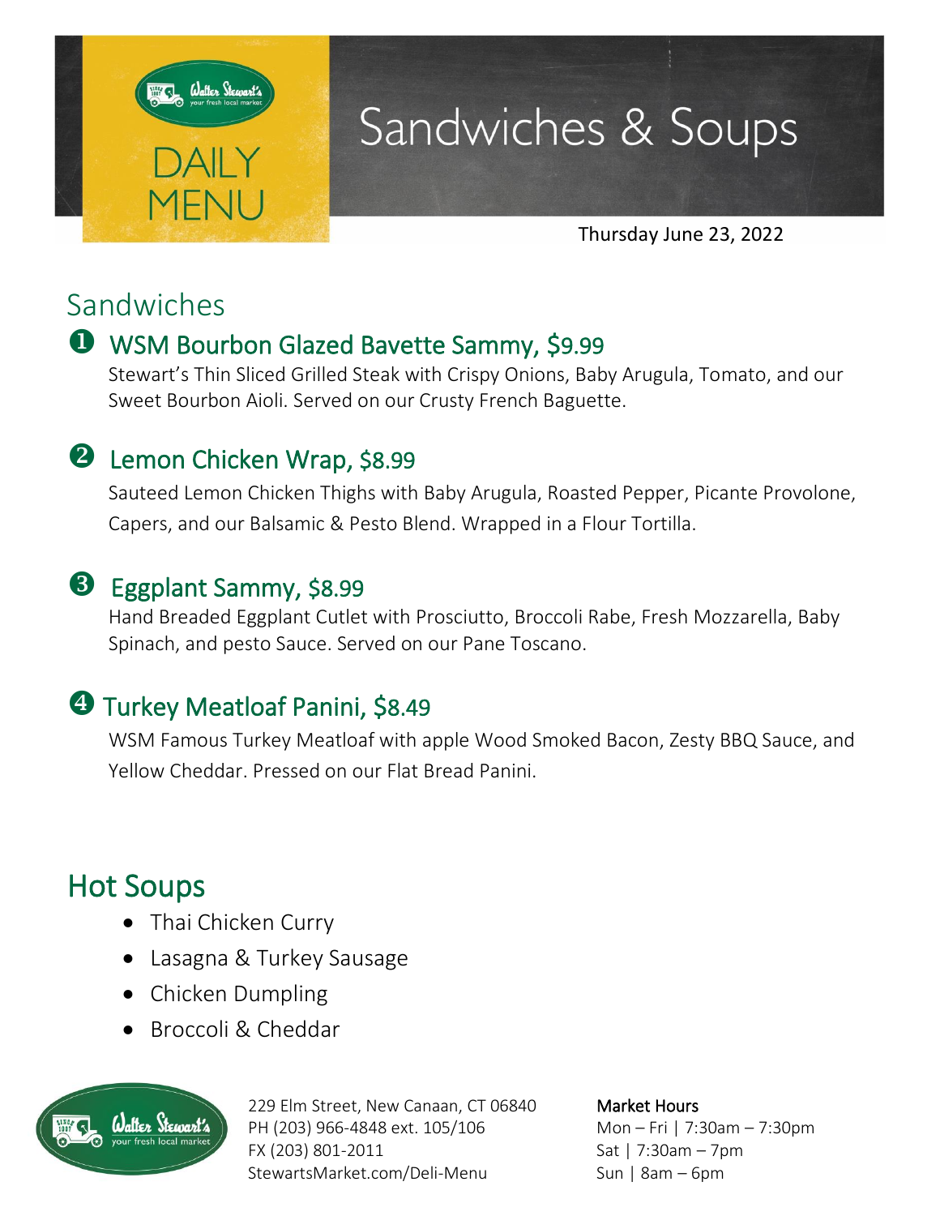Walter Stewart's
your fresh local market

# DAILY MENU

# Sandwiches & Soups

Thursday June 23, 2022

## Sandwiches

### ❶ WSM Bourbon Glazed Bavette Sammy, $9.99

Stewart's Thin Sliced Grilled Steak with Crispy Onions, Baby Arugula, Tomato, and our Sweet Bourbon Aioli. Served on our Crusty French Baguette.

### ❷ Lemon Chicken Wrap, $8.99

Sauteed Lemon Chicken Thighs with Baby Arugula, Roasted Pepper, Picante Provolone, Capers, and our Balsamic & Pesto Blend. Wrapped in a Flour Tortilla.

### ❸ Eggplant Sammy, $8.99

Hand Breaded Eggplant Cutlet with Prosciutto, Broccoli Rabe, Fresh Mozzarella, Baby Spinach, and pesto Sauce. Served on our Pane Toscano.

### ❹ Turkey Meatloaf Panini, $8.49

WSM Famous Turkey Meatloaf with apple Wood Smoked Bacon, Zesty BBQ Sauce, and Yellow Cheddar. Pressed on our Flat Bread Panini.

## Hot Soups

- Thai Chicken Curry
- Lasagna & Turkey Sausage
- Chicken Dumpling
- Broccoli & Cheddar

Walter Stewart's
your fresh local market

229 Elm Street, New Canaan, CT 06840
PH (203) 966-4848 ext. 105/106
FX (203) 801-2011
StewartsMarket.com/Deli-Menu

**Market Hours**
Mon – Fri | 7:30am – 7:30pm
Sat | 7:30am – 7pm
Sun | 8am – 6pm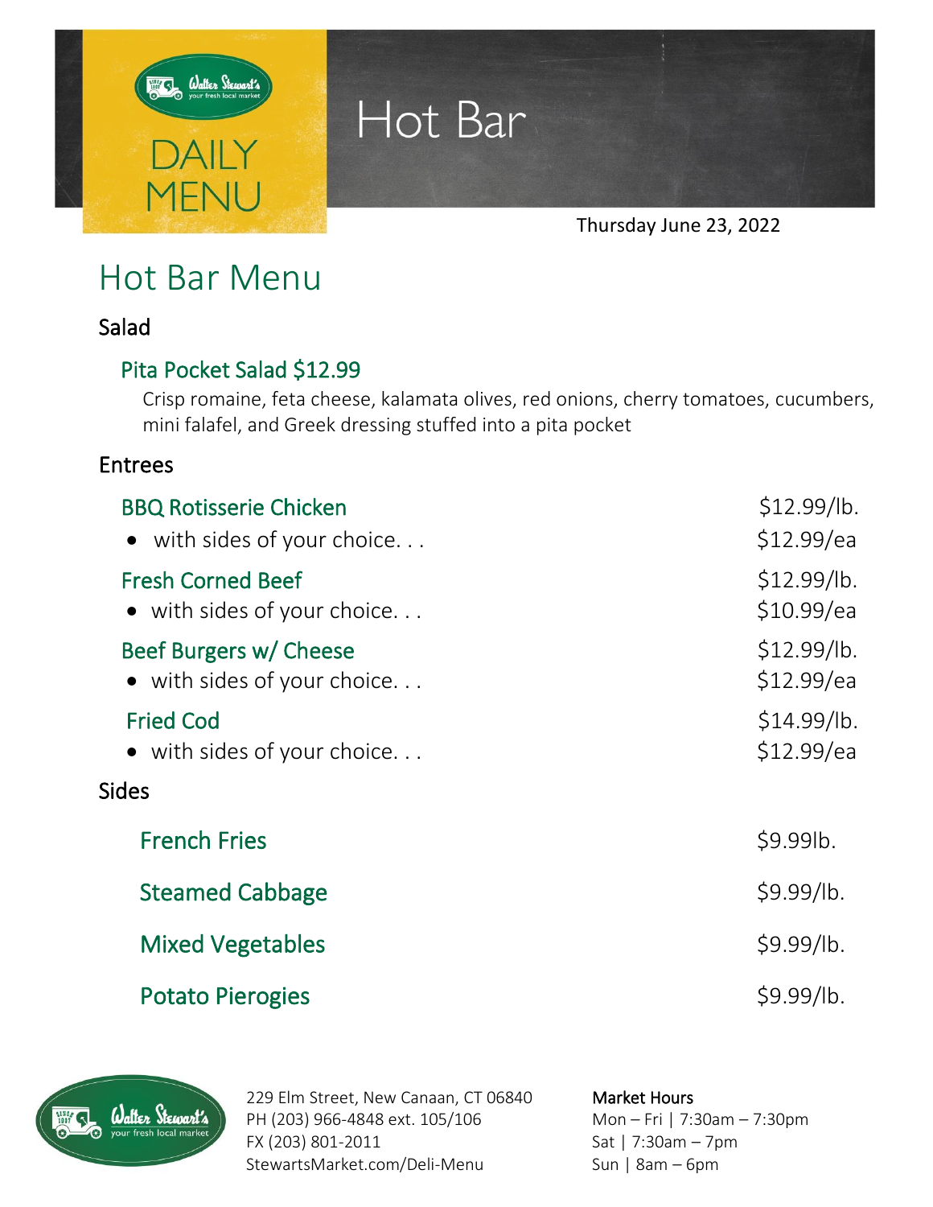# Hot Bar

DAILY MENU

Thursday June 23, 2022

## Hot Bar Menu

### Salad

**Pita Pocket Salad $12.99**

Crisp romaine, feta cheese, kalamata olives, red onions, cherry tomatoes, cucumbers, mini falafel, and Greek dressing stuffed into a pita pocket

### Entrees

| | |
|---|---|
| **BBQ Rotisserie Chicken** | $12.99/lb. |
| • with sides of your choice. . . | $12.99/ea |
| **Fresh Corned Beef** | $12.99/lb. |
| • with sides of your choice. . . | $10.99/ea |
| **Beef Burgers w/ Cheese** | $12.99/lb. |
| • with sides of your choice. . . | $12.99/ea |
| **Fried Cod** | $14.99/lb. |
| • with sides of your choice. . . | $12.99/ea |

### Sides

| | |
|---|---|
| **French Fries** | $9.99lb. |
| **Steamed Cabbage** | $9.99/lb. |
| **Mixed Vegetables** | $9.99/lb. |
| **Potato Pierogies** | $9.99/lb. |

229 Elm Street, New Canaan, CT 06840
PH (203) 966-4848 ext. 105/106
FX (203) 801-2011
StewartsMarket.com/Deli-Menu

**Market Hours**
Mon – Fri | 7:30am – 7:30pm
Sat | 7:30am – 7pm
Sun | 8am – 6pm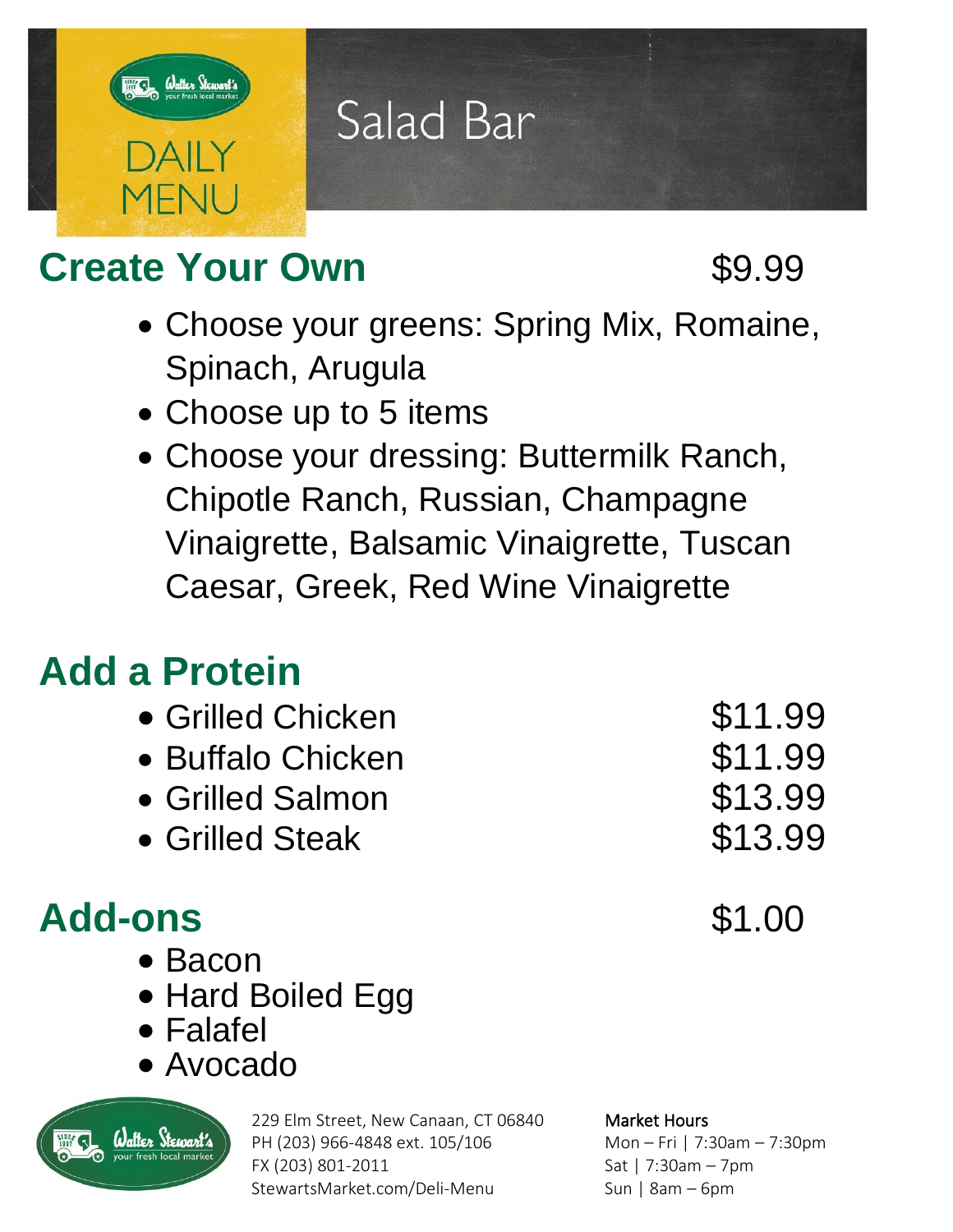DAILY MENU

# Salad Bar

## Create Your Own $9.99

- Choose your greens: Spring Mix, Romaine, Spinach, Arugula
- Choose up to 5 items
- Choose your dressing: Buttermilk Ranch, Chipotle Ranch, Russian, Champagne Vinaigrette, Balsamic Vinaigrette, Tuscan Caesar, Greek, Red Wine Vinaigrette

## Add a Protein

- Grilled Chicken $11.99
- Buffalo Chicken $11.99
- Grilled Salmon $13.99
- Grilled Steak $13.99

## Add-ons $1.00

- Bacon
- Hard Boiled Egg
- Falafel
- Avocado

229 Elm Street, New Canaan, CT 06840
PH (203) 966-4848 ext. 105/106
FX (203) 801-2011
StewartsMarket.com/Deli-Menu

**Market Hours**
Mon – Fri | 7:30am – 7:30pm
Sat | 7:30am – 7pm
Sun | 8am – 6pm